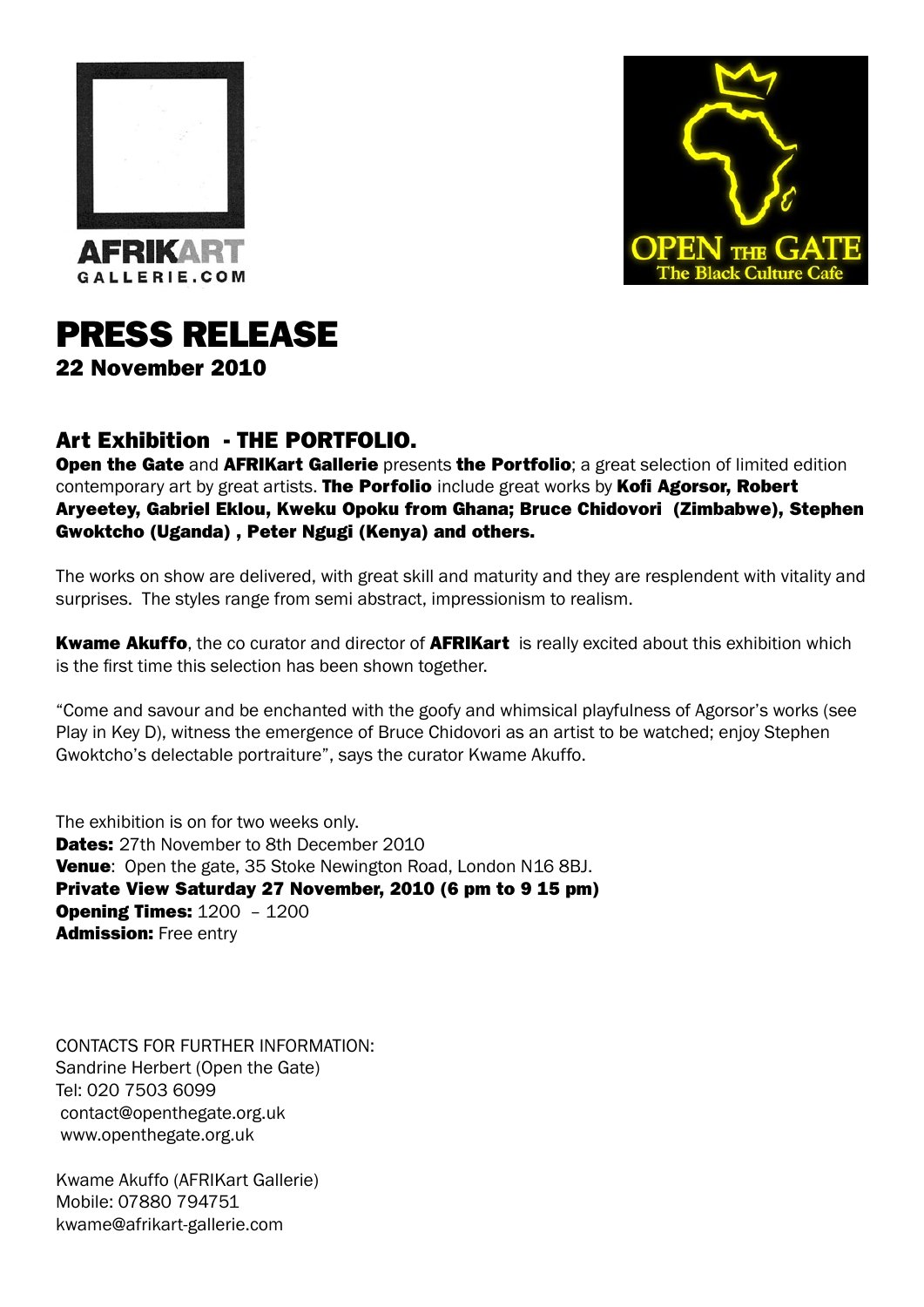AFRIKART
GALLERIE.COM

OPEN THE GATE
The Black Culture Cafe

# PRESS RELEASE

## 22 November 2010

### Art Exhibition - THE PORTFOLIO.

**Open the Gate** and **AFRIKart Gallerie** presents **the Portfolio**; a great selection of limited edition contemporary art by great artists. **The Porfolio** include great works by **Kofi Agorsor, Robert Aryeetey, Gabriel Eklou, Kweku Opoku from Ghana; Bruce Chidovori (Zimbabwe), Stephen Gwoktcho (Uganda) , Peter Ngugi (Kenya) and others.**

The works on show are delivered, with great skill and maturity and they are resplendent with vitality and surprises. The styles range from semi abstract, impressionism to realism.

**Kwame Akuffo**, the co curator and director of **AFRIKart** is really excited about this exhibition which is the first time this selection has been shown together.

"Come and savour and be enchanted with the goofy and whimsical playfulness of Agorsor's works (see Play in Key D), witness the emergence of Bruce Chidovori as an artist to be watched; enjoy Stephen Gwoktcho's delectable portraiture", says the curator Kwame Akuffo.

The exhibition is on for two weeks only.
**Dates:** 27th November to 8th December 2010
**Venue**: Open the gate, 35 Stoke Newington Road, London N16 8BJ.
**Private View Saturday 27 November, 2010 (6 pm to 9 15 pm)**
**Opening Times:** 1200 – 1200
**Admission:** Free entry

CONTACTS FOR FURTHER INFORMATION:
Sandrine Herbert (Open the Gate)
Tel: 020 7503 6099
contact@openthegate.org.uk
www.openthegate.org.uk

Kwame Akuffo (AFRIKart Gallerie)
Mobile: 07880 794751
kwame@afrikart-gallerie.com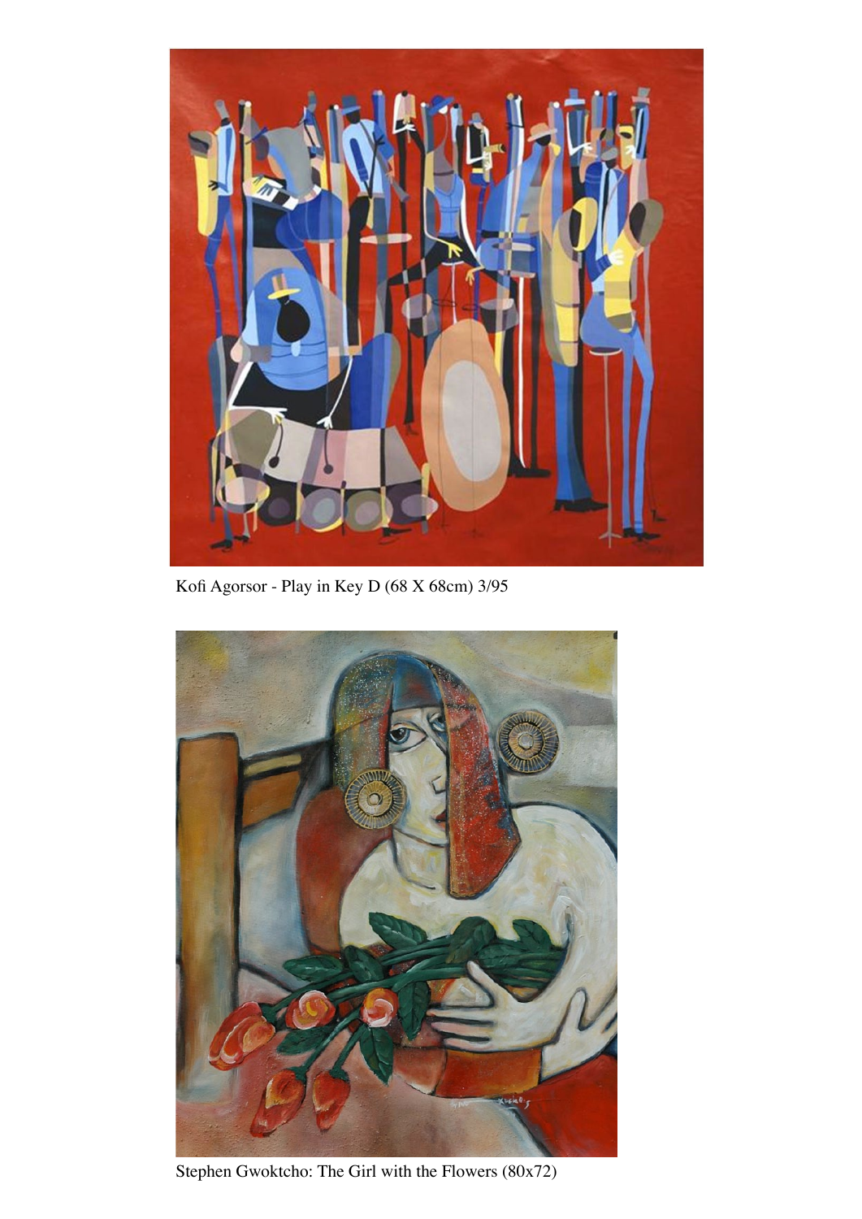Kofi Agorsor - Play in Key D (68 X 68cm) 3/95

Stephen Gwoktcho: The Girl with the Flowers (80x72)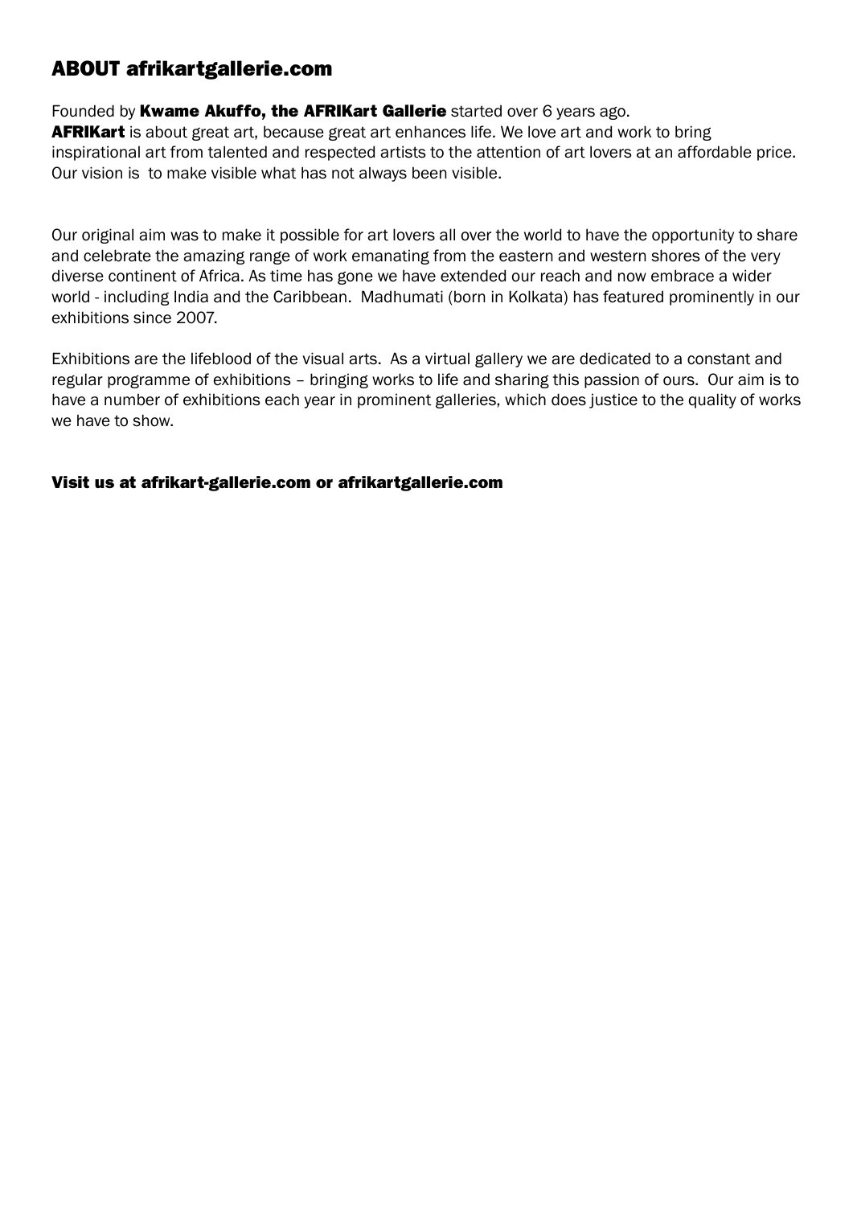## ABOUT afrikartgallerie.com

Founded by **Kwame Akuffo, the AFRIKart Gallerie** started over 6 years ago.
**AFRIKart** is about great art, because great art enhances life. We love art and work to bring inspirational art from talented and respected artists to the attention of art lovers at an affordable price. Our vision is to make visible what has not always been visible.

Our original aim was to make it possible for art lovers all over the world to have the opportunity to share and celebrate the amazing range of work emanating from the eastern and western shores of the very diverse continent of Africa. As time has gone we have extended our reach and now embrace a wider world - including India and the Caribbean. Madhumati (born in Kolkata) has featured prominently in our exhibitions since 2007.

Exhibitions are the lifeblood of the visual arts. As a virtual gallery we are dedicated to a constant and regular programme of exhibitions – bringing works to life and sharing this passion of ours. Our aim is to have a number of exhibitions each year in prominent galleries, which does justice to the quality of works we have to show.

**Visit us at afrikart-gallerie.com or afrikartgallerie.com**